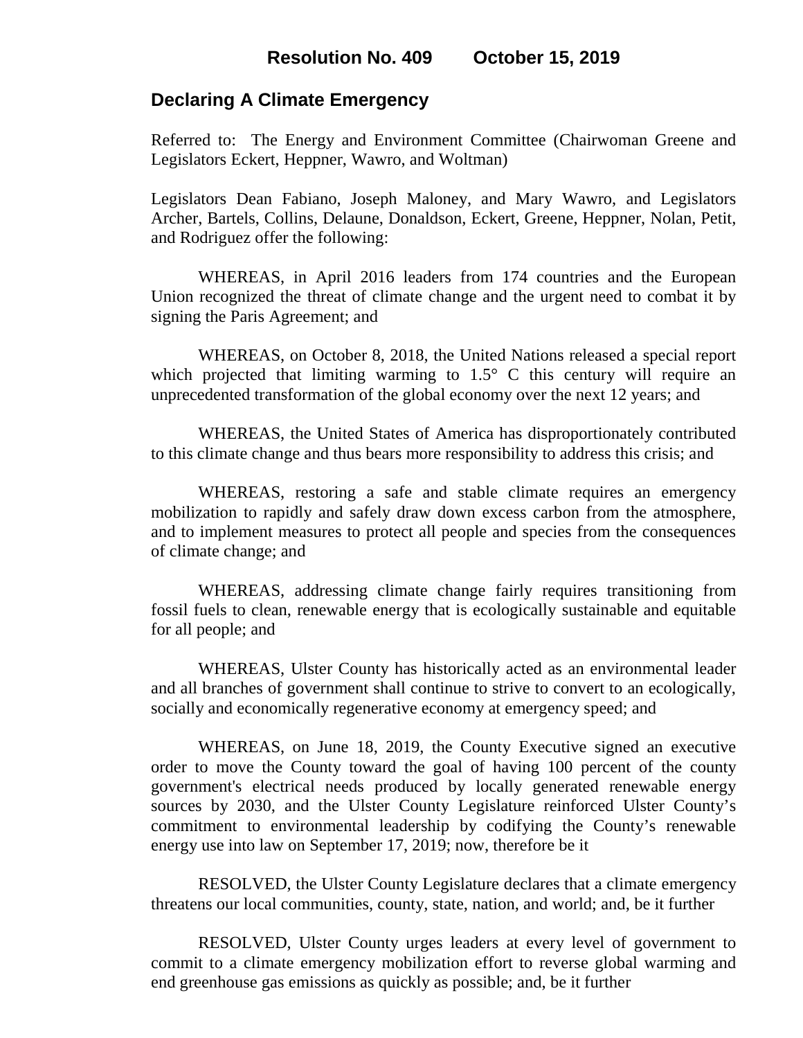**Resolution No. 409 October 15, 2019**

## Declaring A Climate Emergency

Referred to: The Energy and Environment Committee (Chairwoman Greene and Legislators Eckert, Heppner, Wawro, and Woltman)

Legislators Dean Fabiano, Joseph Maloney, and Mary Wawro, and Legislators Archer, Bartels, Collins, Delaune, Donaldson, Eckert, Greene, Heppner, Nolan, Petit, and Rodriguez offer the following:

WHEREAS, in April 2016 leaders from 174 countries and the European Union recognized the threat of climate change and the urgent need to combat it by signing the Paris Agreement; and

WHEREAS, on October 8, 2018, the United Nations released a special report which projected that limiting warming to 1.5° C this century will require an unprecedented transformation of the global economy over the next 12 years; and

WHEREAS, the United States of America has disproportionately contributed to this climate change and thus bears more responsibility to address this crisis; and

WHEREAS, restoring a safe and stable climate requires an emergency mobilization to rapidly and safely draw down excess carbon from the atmosphere, and to implement measures to protect all people and species from the consequences of climate change; and

WHEREAS, addressing climate change fairly requires transitioning from fossil fuels to clean, renewable energy that is ecologically sustainable and equitable for all people; and

WHEREAS, Ulster County has historically acted as an environmental leader and all branches of government shall continue to strive to convert to an ecologically, socially and economically regenerative economy at emergency speed; and

WHEREAS, on June 18, 2019, the County Executive signed an executive order to move the County toward the goal of having 100 percent of the county government's electrical needs produced by locally generated renewable energy sources by 2030, and the Ulster County Legislature reinforced Ulster County's commitment to environmental leadership by codifying the County's renewable energy use into law on September 17, 2019; now, therefore be it

RESOLVED, the Ulster County Legislature declares that a climate emergency threatens our local communities, county, state, nation, and world; and, be it further

RESOLVED, Ulster County urges leaders at every level of government to commit to a climate emergency mobilization effort to reverse global warming and end greenhouse gas emissions as quickly as possible; and, be it further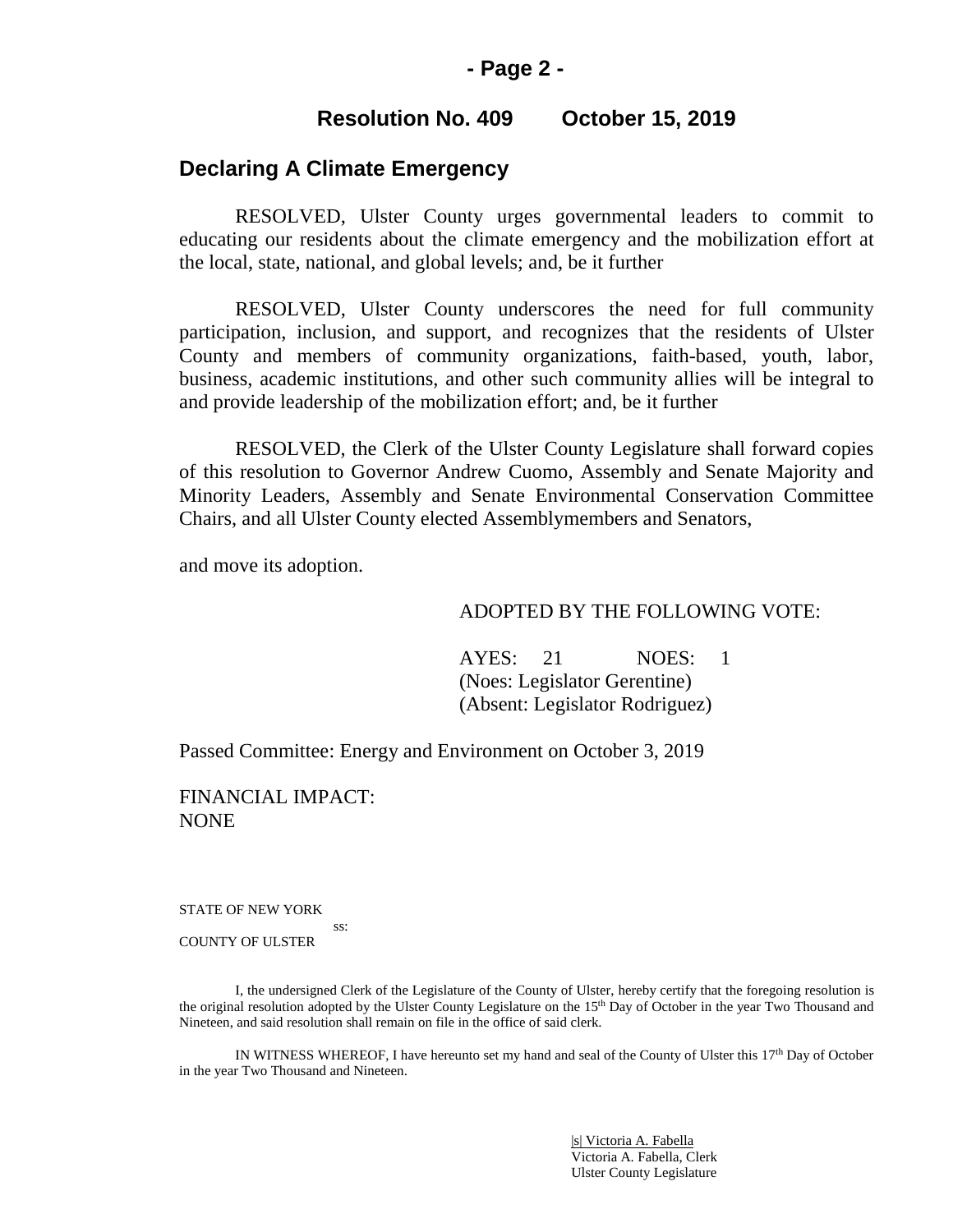## Resolution No. 409 October 15, 2019

### Declaring A Climate Emergency

RESOLVED, Ulster County urges governmental leaders to commit to educating our residents about the climate emergency and the mobilization effort at the local, state, national, and global levels; and, be it further

RESOLVED, Ulster County underscores the need for full community participation, inclusion, and support, and recognizes that the residents of Ulster County and members of community organizations, faith-based, youth, labor, business, academic institutions, and other such community allies will be integral to and provide leadership of the mobilization effort; and, be it further

RESOLVED, the Clerk of the Ulster County Legislature shall forward copies of this resolution to Governor Andrew Cuomo, Assembly and Senate Majority and Minority Leaders, Assembly and Senate Environmental Conservation Committee Chairs, and all Ulster County elected Assemblymembers and Senators,

and move its adoption.

ADOPTED BY THE FOLLOWING VOTE:

AYES: 21 NOES: 1
(Noes: Legislator Gerentine)
(Absent: Legislator Rodriguez)

Passed Committee: Energy and Environment on October 3, 2019

FINANCIAL IMPACT:
NONE

STATE OF NEW YORK
ss:
COUNTY OF ULSTER

I, the undersigned Clerk of the Legislature of the County of Ulster, hereby certify that the foregoing resolution is the original resolution adopted by the Ulster County Legislature on the 15th Day of October in the year Two Thousand and Nineteen, and said resolution shall remain on file in the office of said clerk.

IN WITNESS WHEREOF, I have hereunto set my hand and seal of the County of Ulster this 17th Day of October in the year Two Thousand and Nineteen.

|s| Victoria A. Fabella
Victoria A. Fabella, Clerk
Ulster County Legislature